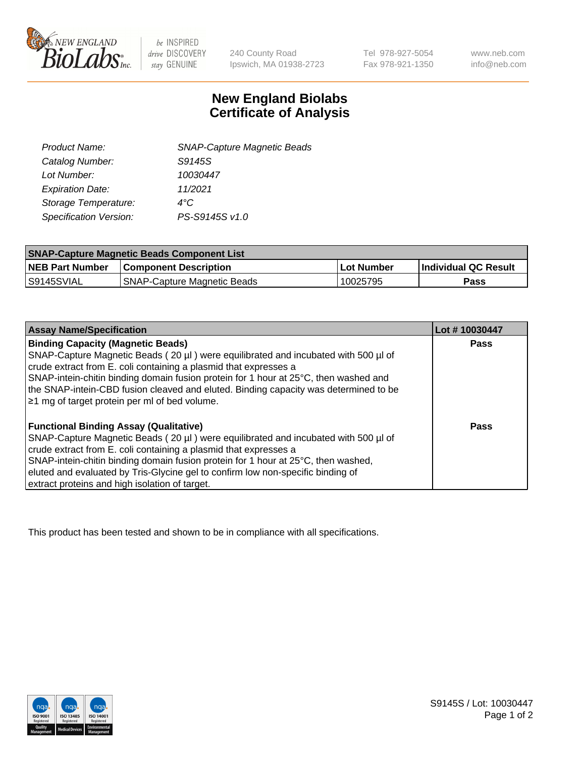New England BioLabs Inc. — be INSPIRED drive DISCOVERY stay GENUINE

240 County Road
Ipswich, MA 01938-2723

Tel 978-927-5054
Fax 978-921-1350

www.neb.com
info@neb.com

# New England Biolabs Certificate of Analysis

| | |
|---|---|
| *Product Name:* | *SNAP-Capture Magnetic Beads* |
| *Catalog Number:* | *S9145S* |
| *Lot Number:* | *10030447* |
| *Expiration Date:* | *11/2021* |
| *Storage Temperature:* | *4°C* |
| *Specification Version:* | *PS-S9145S v1.0* |

| **SNAP-Capture Magnetic Beads Component List** | | | |
|---|---|---|---|
| **NEB Part Number** | **Component Description** | **Lot Number** | **Individual QC Result** |
| S9145SVIAL | SNAP-Capture Magnetic Beads | 10025795 | **Pass** |

| **Assay Name/Specification** | **Lot # 10030447** |
|---|---|
| **Binding Capacity (Magnetic Beads)** SNAP-Capture Magnetic Beads ( 20 µl ) were equilibrated and incubated with 500 µl of crude extract from E. coli containing a plasmid that expresses a SNAP-intein-chitin binding domain fusion protein for 1 hour at 25°C, then washed and the SNAP-intein-CBD fusion cleaved and eluted. Binding capacity was determined to be ≥1 mg of target protein per ml of bed volume. | **Pass** |
| **Functional Binding Assay (Qualitative)** SNAP-Capture Magnetic Beads ( 20 µl ) were equilibrated and incubated with 500 µl of crude extract from E. coli containing a plasmid that expresses a SNAP-intein-chitin binding domain fusion protein for 1 hour at 25°C, then washed, eluted and evaluated by Tris-Glycine gel to confirm low non-specific binding of extract proteins and high isolation of target. | **Pass** |

This product has been tested and shown to be in compliance with all specifications.

S9145S / Lot: 10030447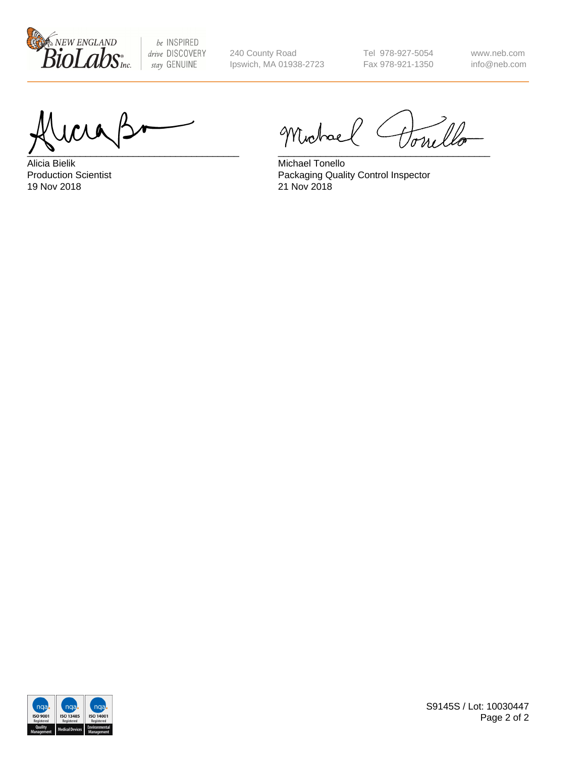Alicia Bielik
Production Scientist
19 Nov 2018

Michael Tonello
Packaging Quality Control Inspector
21 Nov 2018

S9145S / Lot: 10030447